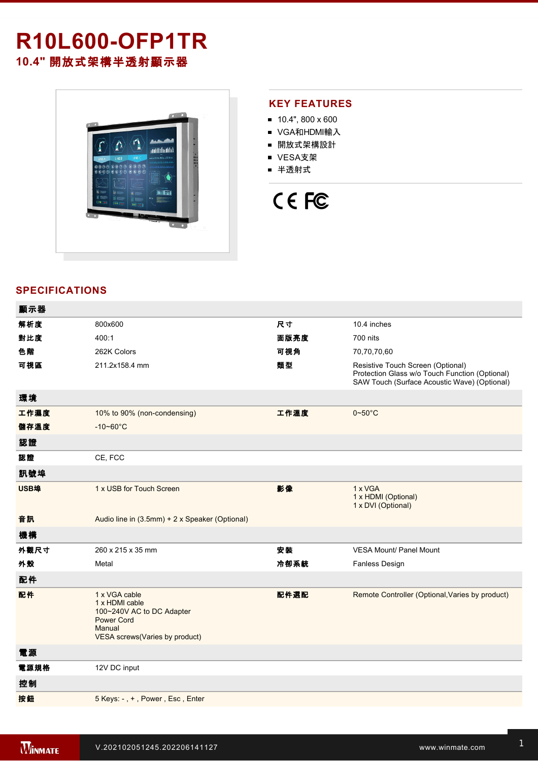# R10L600-OFP1TR

## 10.4" 開放式架構半透射顯示器

## KEY FEATURES

- 10.4", 800 x 600
- VGA和HDMI輸入
- 開放式架構設計
- VESA支架
- 半透射式

## SPECIFICATIONS

| 顯示器 | | | |
|---|---|---|---|
| 解析度 | 800x600 | 尺寸 | 10.4 inches |
| 對比度 | 400:1 | 面版亮度 | 700 nits |
| 色階 | 262K Colors | 可視角 | 70,70,70,60 |
| 可視區 | 211.2x158.4 mm | 類型 | Resistive Touch Screen (Optional)<br>Protection Glass w/o Touch Function (Optional)<br>SAW Touch (Surface Acoustic Wave) (Optional) |
| **環境** | | | |
| 工作濕度 | 10% to 90% (non-condensing) | 工作溫度 | 0~50°C |
| 儲存溫度 | -10~60°C | | |
| **認證** | | | |
| 認證 | CE, FCC | | |
| **訊號埠** | | | |
| USB埠 | 1 x USB for Touch Screen | 影像 | 1 x VGA<br>1 x HDMI (Optional)<br>1 x DVI (Optional) |
| 音訊 | Audio line in (3.5mm) + 2 x Speaker (Optional) | | |
| **機構** | | | |
| 外觀尺寸 | 260 x 215 x 35 mm | 安裝 | VESA Mount/ Panel Mount |
| 外殼 | Metal | 冷卻系統 | Fanless Design |
| **配件** | | | |
| 配件 | 1 x VGA cable<br>1 x HDMI cable<br>100~240V AC to DC Adapter<br>Power Cord<br>Manual<br>VESA screws(Varies by product) | 配件選配 | Remote Controller (Optional,Varies by product) |
| **電源** | | | |
| 電源規格 | 12V DC input | | |
| **控制** | | | |
| 按鈕 | 5 Keys: - , + , Power , Esc , Enter | | |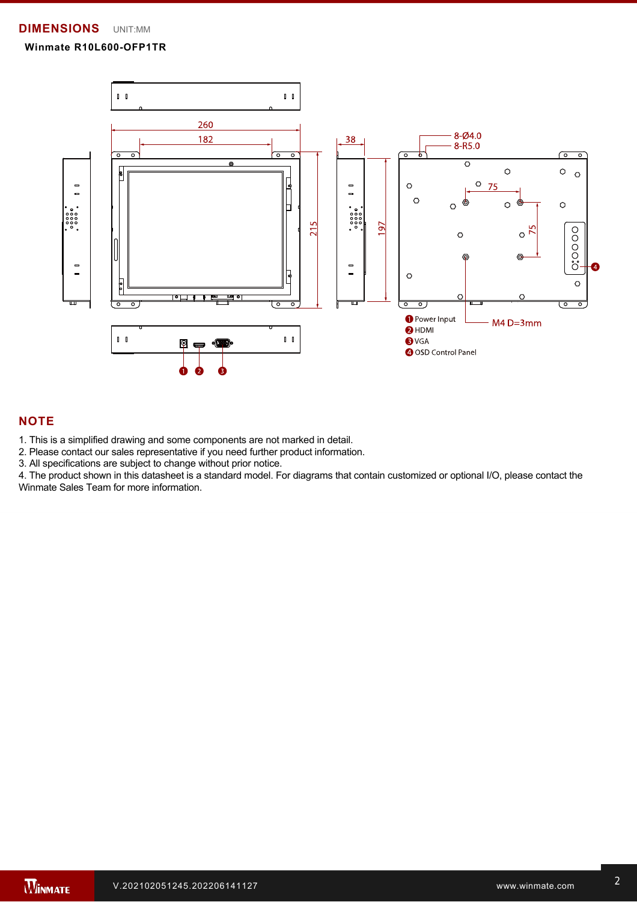## DIMENSIONS UNIT:MM

**Winmate R10L600-OFP1TR**

260

182

38

215

197

8-Ø4.0

8-R5.0

75

75

M4 D=3mm

1 Power Input

2 HDMI

3 VGA

4 OSD Control Panel

## NOTE

1. This is a simplified drawing and some components are not marked in detail.
2. Please contact our sales representative if you need further product information.
3. All specifications are subject to change without prior notice.
4. The product shown in this datasheet is a standard model. For diagrams that contain customized or optional I/O, please contact the Winmate Sales Team for more information.